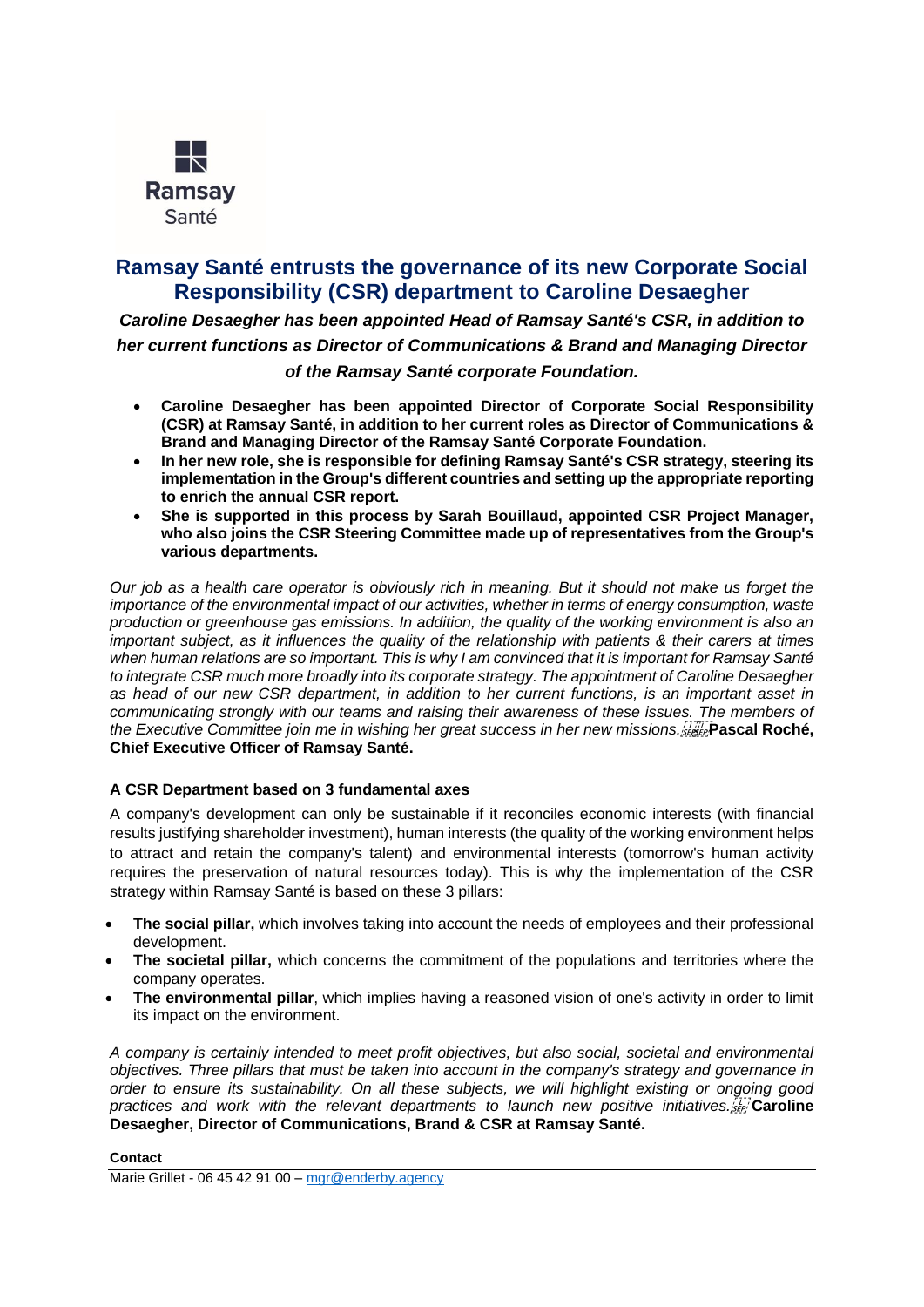Ramsay
Santé

# Ramsay Santé entrusts the governance of its new Corporate Social Responsibility (CSR) department to Caroline Desaegher

***Caroline Desaegher has been appointed Head of Ramsay Santé's CSR, in addition to her current functions as Director of Communications & Brand and Managing Director of the Ramsay Santé corporate Foundation.***

- **Caroline Desaegher has been appointed Director of Corporate Social Responsibility (CSR) at Ramsay Santé, in addition to her current roles as Director of Communications & Brand and Managing Director of the Ramsay Santé Corporate Foundation.**
- **In her new role, she is responsible for defining Ramsay Santé's CSR strategy, steering its implementation in the Group's different countries and setting up the appropriate reporting to enrich the annual CSR report.**
- **She is supported in this process by Sarah Bouillaud, appointed CSR Project Manager, who also joins the CSR Steering Committee made up of representatives from the Group's various departments.**

*Our job as a health care operator is obviously rich in meaning. But it should not make us forget the importance of the environmental impact of our activities, whether in terms of energy consumption, waste production or greenhouse gas emissions. In addition, the quality of the working environment is also an important subject, as it influences the quality of the relationship with patients & their carers at times when human relations are so important. This is why I am convinced that it is important for Ramsay Santé to integrate CSR much more broadly into its corporate strategy. The appointment of Caroline Desaegher as head of our new CSR department, in addition to her current functions, is an important asset in communicating strongly with our teams and raising their awareness of these issues. The members of the Executive Committee join me in wishing her great success in her new missions.* **Pascal Roché, Chief Executive Officer of Ramsay Santé.**

### A CSR Department based on 3 fundamental axes

A company's development can only be sustainable if it reconciles economic interests (with financial results justifying shareholder investment), human interests (the quality of the working environment helps to attract and retain the company's talent) and environmental interests (tomorrow's human activity requires the preservation of natural resources today). This is why the implementation of the CSR strategy within Ramsay Santé is based on these 3 pillars:

- **The social pillar,** which involves taking into account the needs of employees and their professional development.
- **The societal pillar,** which concerns the commitment of the populations and territories where the company operates.
- **The environmental pillar**, which implies having a reasoned vision of one's activity in order to limit its impact on the environment.

*A company is certainly intended to meet profit objectives, but also social, societal and environmental objectives. Three pillars that must be taken into account in the company's strategy and governance in order to ensure its sustainability. On all these subjects, we will highlight existing or ongoing good practices and work with the relevant departments to launch new positive initiatives.* **Caroline Desaegher, Director of Communications, Brand & CSR at Ramsay Santé.**

**Contact**

Marie Grillet - 06 45 42 91 00 – mgr@enderby.agency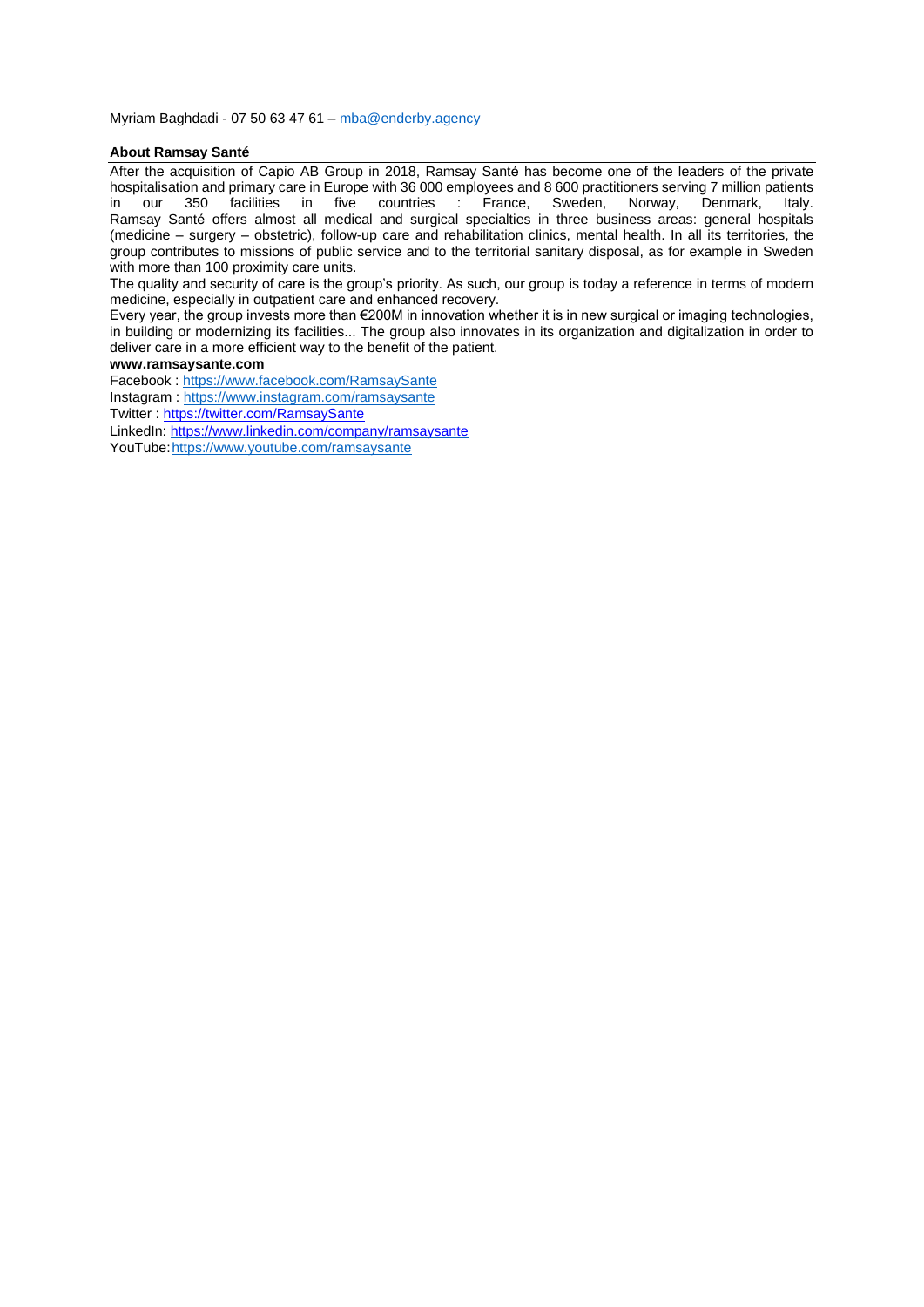Myriam Baghdadi - 07 50 63 47 61 – mba@enderby.agency

**About Ramsay Santé**

After the acquisition of Capio AB Group in 2018, Ramsay Santé has become one of the leaders of the private hospitalisation and primary care in Europe with 36 000 employees and 8 600 practitioners serving 7 million patients in our 350 facilities in five countries : France, Sweden, Norway, Denmark, Italy. Ramsay Santé offers almost all medical and surgical specialties in three business areas: general hospitals (medicine – surgery – obstetric), follow-up care and rehabilitation clinics, mental health. In all its territories, the group contributes to missions of public service and to the territorial sanitary disposal, as for example in Sweden with more than 100 proximity care units.

The quality and security of care is the group's priority. As such, our group is today a reference in terms of modern medicine, especially in outpatient care and enhanced recovery.

Every year, the group invests more than €200M in innovation whether it is in new surgical or imaging technologies, in building or modernizing its facilities... The group also innovates in its organization and digitalization in order to deliver care in a more efficient way to the benefit of the patient.

**www.ramsaysante.com**

Facebook : https://www.facebook.com/RamsaySante

Instagram : https://www.instagram.com/ramsaysante

Twitter : https://twitter.com/RamsaySante

LinkedIn: https://www.linkedin.com/company/ramsaysante

YouTube: https://www.youtube.com/ramsaysante